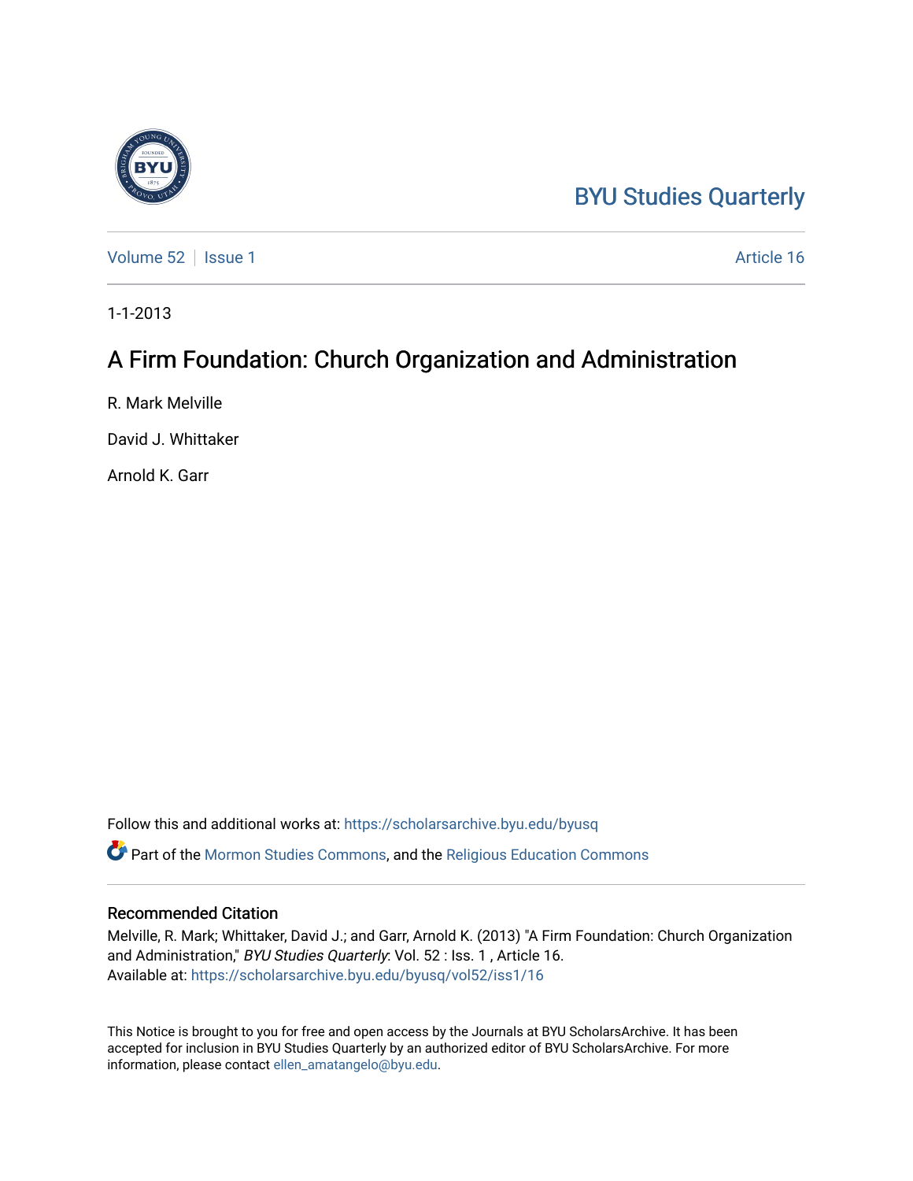BYU Studies Quarterly

Volume 52 | Issue 1 Article 16

1-1-2013

# A Firm Foundation: Church Organization and Administration

R. Mark Melville

David J. Whittaker

Arnold K. Garr

Follow this and additional works at: https://scholarsarchive.byu.edu/byusq

Part of the Mormon Studies Commons, and the Religious Education Commons

## Recommended Citation

Melville, R. Mark; Whittaker, David J.; and Garr, Arnold K. (2013) "A Firm Foundation: Church Organization and Administration," *BYU Studies Quarterly*: Vol. 52 : Iss. 1 , Article 16.
Available at: https://scholarsarchive.byu.edu/byusq/vol52/iss1/16

This Notice is brought to you for free and open access by the Journals at BYU ScholarsArchive. It has been accepted for inclusion in BYU Studies Quarterly by an authorized editor of BYU ScholarsArchive. For more information, please contact ellen_amatangelo@byu.edu.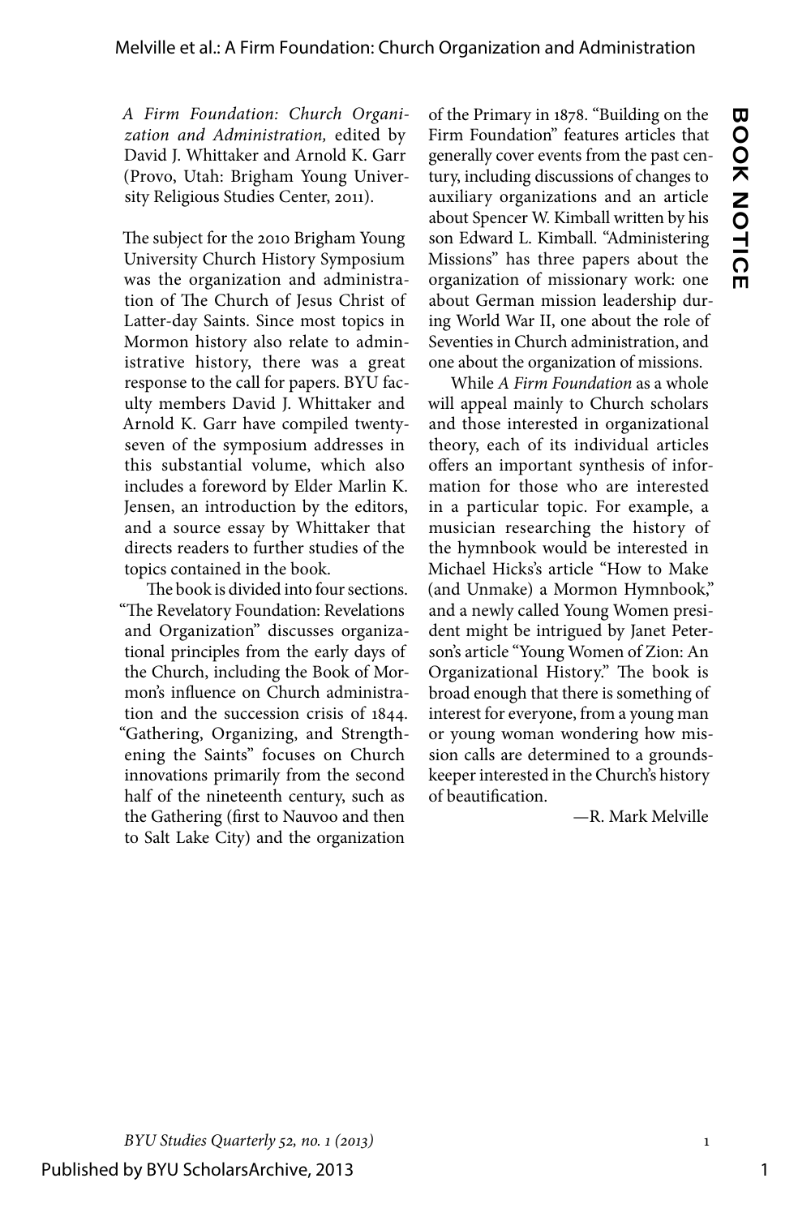*A Firm Foundation: Church Organization and Administration,* edited by David J. Whittaker and Arnold K. Garr (Provo, Utah: Brigham Young University Religious Studies Center, 2011).

The subject for the 2010 Brigham Young University Church History Symposium was the organization and administration of The Church of Jesus Christ of Latter-day Saints. Since most topics in Mormon history also relate to administrative history, there was a great response to the call for papers. BYU faculty members David J. Whittaker and Arnold K. Garr have compiled twenty-seven of the symposium addresses in this substantial volume, which also includes a foreword by Elder Marlin K. Jensen, an introduction by the editors, and a source essay by Whittaker that directs readers to further studies of the topics contained in the book.

The book is divided into four sections. "The Revelatory Foundation: Revelations and Organization" discusses organizational principles from the early days of the Church, including the Book of Mormon's influence on Church administration and the succession crisis of 1844. "Gathering, Organizing, and Strengthening the Saints" focuses on Church innovations primarily from the second half of the nineteenth century, such as the Gathering (first to Nauvoo and then to Salt Lake City) and the organization of the Primary in 1878. "Building on the Firm Foundation" features articles that generally cover events from the past century, including discussions of changes to auxiliary organizations and an article about Spencer W. Kimball written by his son Edward L. Kimball. "Administering Missions" has three papers about the organization of missionary work: one about German mission leadership during World War II, one about the role of Seventies in Church administration, and one about the organization of missions.

While *A Firm Foundation* as a whole will appeal mainly to Church scholars and those interested in organizational theory, each of its individual articles offers an important synthesis of information for those who are interested in a particular topic. For example, a musician researching the history of the hymnbook would be interested in Michael Hicks's article "How to Make (and Unmake) a Mormon Hymnbook," and a newly called Young Women president might be intrigued by Janet Peterson's article "Young Women of Zion: An Organizational History." The book is broad enough that there is something of interest for everyone, from a young man or young woman wondering how mission calls are determined to a groundskeeper interested in the Church's history of beautification.

—R. Mark Melville